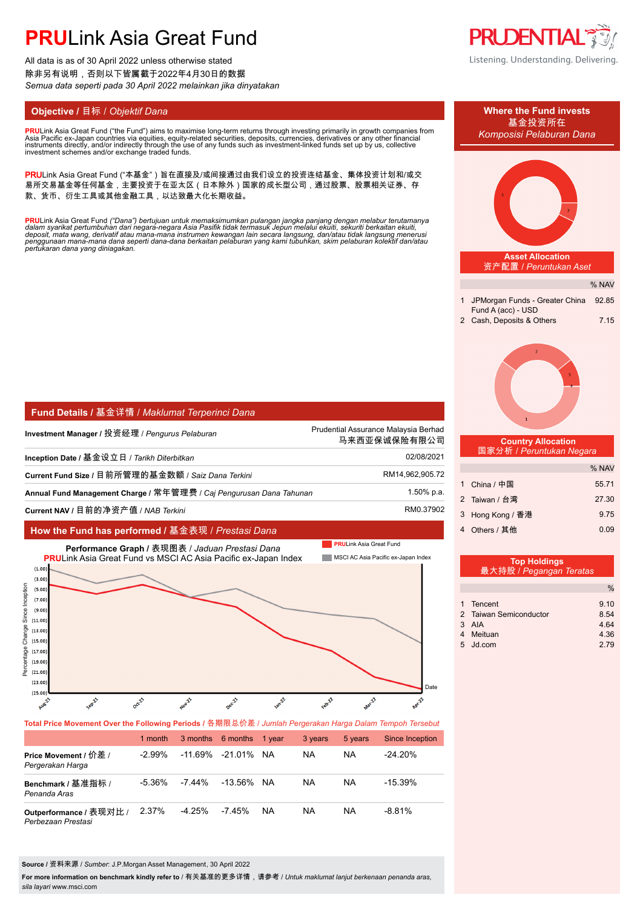# **PRU**Link Asia Great Fund

All data is as of 30 April 2022 unless otherwise stated
除非另有说明，否则以下皆属截于2022年4月30日的数据
*Semua data seperti pada 30 April 2022 melainkan jika dinyatakan*

PRUDENTIAL
Listening. Understanding. Delivering.

## Objective / 目标 / *Objektif Dana*

**PRU**Link Asia Great Fund ("the Fund") aims to maximise long-term returns through investing primarily in growth companies from Asia Pacific ex-Japan countries via equities, equity-related securities, deposits, currencies, derivatives or any other financial instruments directly, and/or indirectly through the use of any funds such as investment-linked funds set up by us, collective investment schemes and/or exchange traded funds.

**PRU**Link Asia Great Fund ("本基金"）旨在直接及/或间接通过由我们设立的投资连结基金、集体投资计划和/或交易所交易基金等任何基金，主要投资于在亚太区（日本除外）国家的成长型公司，通过股票、股票相关证券、存款、货币、衍生工具或其他金融工具，以达致最大化长期收益。

**PRU**Link Asia Great Fund *("Dana") bertujuan untuk memaksimumkan pulangan jangka panjang dengan melabur terutamanya dalam syarikat pertumbuhan dari negara-negara Asia Pasifik tidak termasuk Jepun melalui ekuiti, sekuriti berkaitan ekuiti, deposit, mata wang, derivatif atau mana-mana instrumen kewangan lain secara langsung, dan/atau tidak langsung menerusi penggunaan mana-mana dana seperti dana-dana berkaitan pelaburan yang kami tubuhkan, skim pelaburan kolektif dan/atau pertukaran dana yang diniagakan.*

## Fund Details / 基金详情 / *Maklumat Terperinci Dana*

| | |
|---|---|
| **Investment Manager /** 投资经理 / *Pengurus Pelaburan* | Prudential Assurance Malaysia Berhad 马来西亚保诚保险有限公司 |
| **Inception Date /** 基金设立日 / *Tarikh Diterbitkan* | 02/08/2021 |
| **Current Fund Size /** 目前所管理的基金数额 / *Saiz Dana Terkini* | RM14,962,905.72 |
| **Annual Fund Management Charge /** 常年管理费 / *Caj Pengurusan Dana Tahunan* | 1.50% p.a. |
| **Current NAV /** 目前的净资产值 / *NAB Terkini* | RM0.37902 |

## How the Fund has performed / 基金表现 / *Prestasi Dana*

**Performance Graph /** 表现图表 / *Jaduan Prestasi Dana*
**PRU**Link Asia Great Fund vs MSCI AC Asia Pacific ex-Japan Index

**Total Price Movement Over the Following Periods /** 各期限总价差 / *Jumlah Pergerakan Harga Dalam Tempoh Tersebut*

| | 1 month | 3 months | 6 months | 1 year | 3 years | 5 years | Since Inception |
|---|---|---|---|---|---|---|---|
| **Price Movement /** 价差 / *Pergerakan Harga* | -2.99% | -11.69% | -21.01% | NA | NA | NA | -24.20% |
| **Benchmark /** 基准指标 / *Penanda Aras* | -5.36% | -7.44% | -13.56% | NA | NA | NA | -15.39% |
| **Outperformance /** 表现对比 / *Perbezaan Prestasi* | 2.37% | -4.25% | -7.45% | NA | NA | NA | -8.81% |

**Source /** 资料来源 / *Sumber*: J.P.Morgan Asset Management, 30 April 2022

**For more information on benchmark kindly refer to /** 有关基准的更多详情，请参考 / *Untuk maklumat lanjut berkenaan penanda aras, sila layari* www.msci.com

## Where the Fund invests / 基金投资所在 / *Komposisi Pelaburan Dana*

**Asset Allocation** / 资产配置 / *Peruntukan Aset*

| | | % NAV |
|---|---|---|
| 1 | JPMorgan Funds - Greater China Fund A (acc) - USD | 92.85 |
| 2 | Cash, Deposits & Others | 7.15 |

**Country Allocation** / 国家分析 / *Peruntukan Negara*

| | | % NAV |
|---|---|---|
| 1 | China / 中国 | 55.71 |
| 2 | Taiwan / 台湾 | 27.30 |
| 3 | Hong Kong / 香港 | 9.75 |
| 4 | Others / 其他 | 0.09 |

**Top Holdings** / 最大持股 / *Pegangan Teratas*

| | | % |
|---|---|---|
| 1 | Tencent | 9.10 |
| 2 | Taiwan Semiconductor | 8.54 |
| 3 | AIA | 4.64 |
| 4 | Meituan | 4.36 |
| 5 | Jd.com | 2.79 |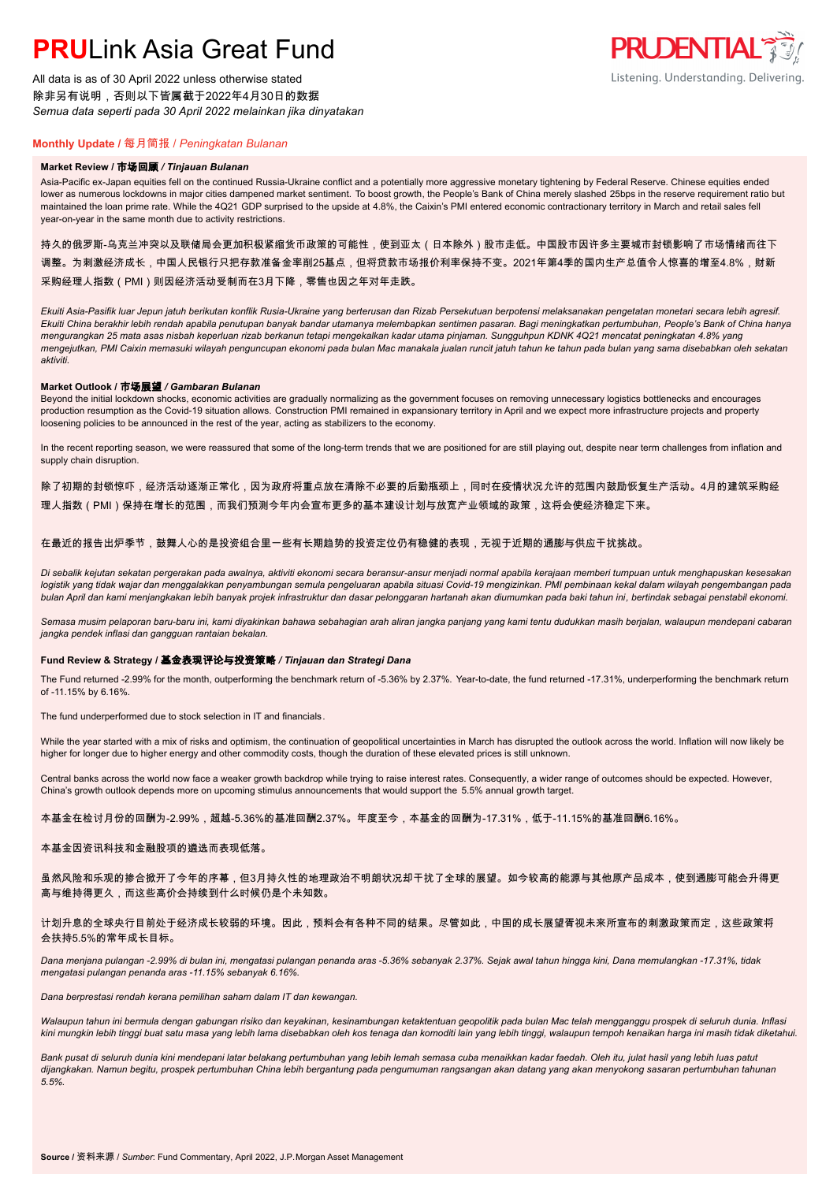# PRULink Asia Great Fund

All data is as of 30 April 2022 unless otherwise stated
除非另有说明，否则以下皆属截于2022年4月30日的数据
*Semua data seperti pada 30 April 2022 melainkan jika dinyatakan*

PRUDENTIAL
Listening. Understanding. Delivering.

## Monthly Update / 每月简报 / *Peningkatan Bulanan*

### Market Review / 市场回顾 / *Tinjauan Bulanan*

Asia-Pacific ex-Japan equities fell on the continued Russia-Ukraine conflict and a potentially more aggressive monetary tightening by Federal Reserve. Chinese equities ended lower as numerous lockdowns in major cities dampened market sentiment. To boost growth, the People's Bank of China merely slashed 25bps in the reserve requirement ratio but maintained the loan prime rate. While the 4Q21 GDP surprised to the upside at 4.8%, the Caixin's PMI entered economic contractionary territory in March and retail sales fell year-on-year in the same month due to activity restrictions.

持久的俄罗斯-乌克兰冲突以及联储局会更加积极紧缩货币政策的可能性，使到亚太（日本除外）股市走低。中国股市因许多主要城市封锁影响了市场情绪而往下调整。为刺激经济成长，中国人民银行只把存款准备金率削25基点，但将贷款市场报价利率保持不变。2021年第4季的国内生产总值令人惊喜的增至4.8%，财新采购经理人指数（PMI）则因经济活动受制而在3月下降，零售也因之年对年走跌。

*Ekuiti Asia-Pasifik luar Jepun jatuh berikutan konflik Rusia-Ukraine yang berterusan dan Rizab Persekutuan berpotensi melaksanakan pengetatan monetari secara lebih agresif. Ekuiti China berakhir lebih rendah apabila penutupan banyak bandar utamanya melembapkan sentimen pasaran. Bagi meningkatkan pertumbuhan, People's Bank of China hanya mengurangkan 25 mata asas nisbah keperluan rizab berkanun tetapi mengekalkan kadar utama pinjaman. Sungguhpun KDNK 4Q21 mencatat peningkatan 4.8% yang mengejutkan, PMI Caixin memasuki wilayah penguncupan ekonomi pada bulan Mac manakala jualan runcit jatuh tahun ke tahun pada bulan yang sama disebabkan oleh sekatan aktiviti.*

### Market Outlook / 市场展望 / *Gambaran Bulanan*

Beyond the initial lockdown shocks, economic activities are gradually normalizing as the government focuses on removing unnecessary logistics bottlenecks and encourages production resumption as the Covid-19 situation allows. Construction PMI remained in expansionary territory in April and we expect more infrastructure projects and property loosening policies to be announced in the rest of the year, acting as stabilizers to the economy.

In the recent reporting season, we were reassured that some of the long-term trends that we are positioned for are still playing out, despite near term challenges from inflation and supply chain disruption.

除了初期的封锁惊吓，经济活动逐渐正常化，因为政府将重点放在清除不必要的后勤瓶颈上，同时在疫情状况允许的范围内鼓励恢复生产活动。4月的建筑采购经理人指数（PMI）保持在增长的范围，而我们预测今年内会宣布更多的基本建设计划与放宽产业领域的政策，这将会使经济稳定下来。

在最近的报告出炉季节，鼓舞人心的是投资组合里一些有长期趋势的投资定位仍有稳健的表现，无视于近期的通膨与供应干扰挑战。

*Di sebalik kejutan sekatan pergerakan pada awalnya, aktiviti ekonomi secara beransur-ansur menjadi normal apabila kerajaan memberi tumpuan untuk menghapuskan kesesakan logistik yang tidak wajar dan menggalakkan penyambungan semula pengeluaran apabila situasi Covid-19 mengizinkan. PMI pembinaan kekal dalam wilayah pengembangan pada bulan April dan kami menjangkakan lebih banyak projek infrastruktur dan dasar pelonggaran hartanah akan diumumkan pada baki tahun ini, bertindak sebagai penstabil ekonomi.*

*Semasa musim pelaporan baru-baru ini, kami diyakinkan bahawa sebahagian arah aliran jangka panjang yang kami tentu dudukkan masih berjalan, walaupun mendepani cabaran jangka pendek inflasi dan gangguan rantaian bekalan.*

### Fund Review & Strategy / 基金表现评论与投资策略 / *Tinjauan dan Strategi Dana*

The Fund returned -2.99% for the month, outperforming the benchmark return of -5.36% by 2.37%. Year-to-date, the fund returned -17.31%, underperforming the benchmark return of -11.15% by 6.16%.

The fund underperformed due to stock selection in IT and financials.

While the year started with a mix of risks and optimism, the continuation of geopolitical uncertainties in March has disrupted the outlook across the world. Inflation will now likely be higher for longer due to higher energy and other commodity costs, though the duration of these elevated prices is still unknown.

Central banks across the world now face a weaker growth backdrop while trying to raise interest rates. Consequently, a wider range of outcomes should be expected. However, China's growth outlook depends more on upcoming stimulus announcements that would support the 5.5% annual growth target.

本基金在检讨月份的回酬为-2.99%，超越-5.36%的基准回酬2.37%。年度至今，本基金的回酬为-17.31%，低于-11.15%的基准回酬6.16%。

本基金因资讯科技和金融股项的遴选而表现低落。

虽然风险和乐观的掺合掀开了今年的序幕，但3月持久性的地理政治不明朗状况却干扰了全球的展望。如今较高的能源与其他原产品成本，使到通膨可能会升得更高与维持得更久，而这些高价会持续到什么时候仍是个未知数。

计划升息的全球央行目前处于经济成长较弱的环境。因此，预料会有各种不同的结果。尽管如此，中国的成长展望胥视未来所宣布的刺激政策而定，这些政策将会扶持5.5%的常年成长目标。

*Dana menjana pulangan -2.99% di bulan ini, mengatasi pulangan penanda aras -5.36% sebanyak 2.37%. Sejak awal tahun hingga kini, Dana memulangkan -17.31%, tidak mengatasi pulangan penanda aras -11.15% sebanyak 6.16%.*

*Dana berprestasi rendah kerana pemilihan saham dalam IT dan kewangan.*

*Walaupun tahun ini bermula dengan gabungan risiko dan keyakinan, kesinambungan ketaktentuan geopolitik pada bulan Mac telah mengganggu prospek di seluruh dunia. Inflasi kini mungkin lebih tinggi buat satu masa yang lebih lama disebabkan oleh kos tenaga dan komoditi lain yang lebih tinggi, walaupun tempoh kenaikan harga ini masih tidak diketahui.*

*Bank pusat di seluruh dunia kini mendepani latar belakang pertumbuhan yang lebih lemah semasa cuba menaikkan kadar faedah. Oleh itu, julat hasil yang lebih luas patut dijangkakan. Namun begitu, prospek pertumbuhan China lebih bergantung pada pengumuman rangsangan akan datang yang akan menyokong sasaran pertumbuhan tahunan 5.5%.*

**Source** / 资料来源 / *Sumber*: Fund Commentary, April 2022, J.P.Morgan Asset Management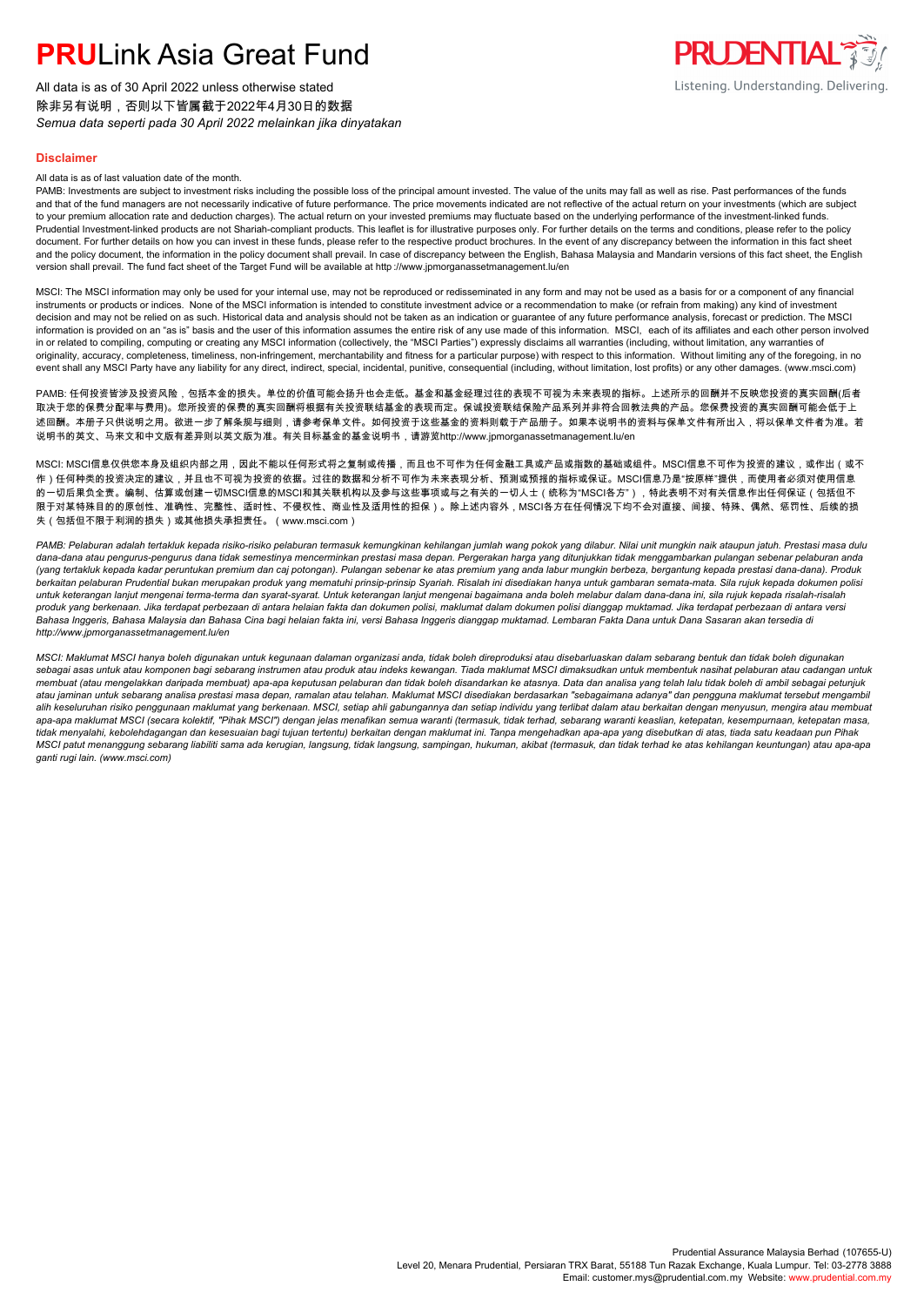# PRULink Asia Great Fund

All data is as of 30 April 2022 unless otherwise stated
除非另有说明，否则以下皆属截于2022年4月30日的数据
*Semua data seperti pada 30 April 2022 melainkan jika dinyatakan*

Listening. Understanding. Delivering.

### Disclaimer

All data is as of last valuation date of the month.

PAMB: Investments are subject to investment risks including the possible loss of the principal amount invested. The value of the units may fall as well as rise. Past performances of the funds and that of the fund managers are not necessarily indicative of future performance. The price movements indicated are not reflective of the actual return on your investments (which are subject to your premium allocation rate and deduction charges). The actual return on your invested premiums may fluctuate based on the underlying performance of the investment-linked funds. Prudential Investment-linked products are not Shariah-compliant products. This leaflet is for illustrative purposes only. For further details on the terms and conditions, please refer to the policy document. For further details on how you can invest in these funds, please refer to the respective product brochures. In the event of any discrepancy between the information in this fact sheet and the policy document, the information in the policy document shall prevail. In case of discrepancy between the English, Bahasa Malaysia and Mandarin versions of this fact sheet, the English version shall prevail. The fund fact sheet of the Target Fund will be available at http ://www.jpmorganassetmanagement.lu/en

MSCI: The MSCI information may only be used for your internal use, may not be reproduced or redisseminated in any form and may not be used as a basis for or a component of any financial instruments or products or indices. None of the MSCI information is intended to constitute investment advice or a recommendation to make (or refrain from making) any kind of investment decision and may not be relied on as such. Historical data and analysis should not be taken as an indication or guarantee of any future performance analysis, forecast or prediction. The MSCI information is provided on an "as is" basis and the user of this information assumes the entire risk of any use made of this information. MSCI, each of its affiliates and each other person involved in or related to compiling, computing or creating any MSCI information (collectively, the "MSCI Parties") expressly disclaims all warranties (including, without limitation, any warranties of originality, accuracy, completeness, timeliness, non-infringement, merchantability and fitness for a particular purpose) with respect to this information. Without limiting any of the foregoing, in no event shall any MSCI Party have any liability for any direct, indirect, special, incidental, punitive, consequential (including, without limitation, lost profits) or any other damages. (www.msci.com)

PAMB: 任何投资皆涉及投资风险，包括本金的损失。单位的价值可能会扬升也会走低。基金和基金经理过往的表现不可视为未来表现的指标。上述所示的回酬并不反映您投资的真实回酬(后者取决于您的保费分配率与费用)。您所投资的保费的真实回酬将根据有关投资联结基金的表现而定。保诚投资联结保险产品系列并非符合回教法典的产品。您保费投资的真实回酬可能会低于上述回酬。本册子只供说明之用。欲进一步了解条规与细则，请参考保单文件。如何投资于这些基金的资料则载于产品册子。如果本说明书的资料与保单文件有所出入，将以保单文件者为准。若说明书的英文、马来文和中文版有差异则以英文版为准。有关目标基金的基金说明书，请游览http://www.jpmorganassetmanagement.lu/en

MSCI: MSCI信息仅供您本身及组织内部之用，因此不能以任何形式将之复制或传播，而且也不可作为任何金融工具或产品或指数的基础或组件。MSCI信息不可作为投资的建议，或作出（或不作）任何种类的投资决定的建议，并且也不可视为投资的依据。过往的数据和分析不可作为未来表现分析、预测或预报的指标或保证。MSCI信息乃是"按原样"提供，而使用者必须对使用信息的一切后果负全责。编制、估算或创建一切MSCI信息的MSCI和其关联机构以及参与这些事项或与之有关的一切人士（统称为"MSCI各方"），特此表明不对有关信息作出任何保证（包括但不限于对某特殊目的的原创性、准确性、完整性、适时性、不侵权性、商业性及适用性的担保）。除上述内容外，MSCI各方在任何情况下均不会对直接、间接、特殊、偶然、惩罚性、后续的损失（包括但不限于利润的损失）或其他损失承担责任。（www.msci.com）

*PAMB: Pelaburan adalah tertakluk kepada risiko-risiko pelaburan termasuk kemungkinan kehilangan jumlah wang pokok yang dilabur. Nilai unit mungkin naik ataupun jatuh. Prestasi masa dulu dana-dana atau pengurus-pengurus dana tidak semestinya mencerminkan prestasi masa depan. Pergerakan harga yang ditunjukkan tidak menggambarkan pulangan sebenar pelaburan anda (yang tertakluk kepada kadar peruntukan premium dan caj potongan). Pulangan sebenar ke atas premium yang anda labur mungkin berbeza, bergantung kepada prestasi dana-dana). Produk berkaitan pelaburan Prudential bukan merupakan produk yang mematuhi prinsip-prinsip Syariah. Risalah ini disediakan hanya untuk gambaran semata-mata. Sila rujuk kepada dokumen polisi untuk keterangan lanjut mengenai terma-terma dan syarat-syarat. Untuk keterangan lanjut mengenai bagaimana anda boleh melabur dalam dana-dana ini, sila rujuk kepada risalah-risalah produk yang berkenaan. Jika terdapat perbezaan di antara helaian fakta dan dokumen polisi, maklumat dalam dokumen polisi dianggap muktamad. Jika terdapat perbezaan di antara versi Bahasa Inggeris, Bahasa Malaysia dan Bahasa Cina bagi helaian fakta ini, versi Bahasa Inggeris dianggap muktamad. Lembaran Fakta Dana untuk Dana Sasaran akan tersedia di http://www.jpmorganassetmanagement.lu/en*

*MSCI: Maklumat MSCI hanya boleh digunakan untuk kegunaan dalaman organizasi anda, tidak boleh direproduksi atau disebarluaskan dalam sebarang bentuk dan tidak boleh digunakan sebagai asas untuk atau komponen bagi sebarang instrumen atau produk atau indeks kewangan. Tiada maklumat MSCI dimaksudkan untuk membentuk nasihat pelaburan atau cadangan untuk membuat (atau mengelakkan daripada membuat) apa-apa keputusan pelaburan dan tidak boleh disandarkan ke atasnya. Data dan analisa yang telah lalu tidak boleh di ambil sebagai petunjuk atau jaminan untuk sebarang analisa prestasi masa depan, ramalan atau telahan. Maklumat MSCI disediakan berdasarkan "sebagaimana adanya" dan pengguna maklumat tersebut mengambil alih keseluruhan risiko penggunaan maklumat yang berkenaan. MSCI, setiap ahli gabungannya dan setiap individu yang terlibat dalam atau berkaitan dengan menyusun, mengira atau membuat apa-apa maklumat MSCI (secara kolektif, "Pihak MSCI") dengan jelas menafikan semua waranti (termasuk, tidak terhad, sebarang waranti keaslian, ketepatan, kesempurnaan, ketepatan masa, tidak menyalahi, kebolehdagangan dan kesesuaian bagi tujuan tertentu) berkaitan dengan maklumat ini. Tanpa mengehadkan apa-apa yang disebutkan di atas, tiada satu keadaan pun Pihak MSCI patut menanggung sebarang liabiliti sama ada kerugian, langsung, tidak langsung, sampingan, hukuman, akibat (termasuk, dan tidak terhad ke atas kehilangan keuntungan) atau apa-apa ganti rugi lain. (www.msci.com)*

Prudential Assurance Malaysia Berhad (107655-U)
Level 20, Menara Prudential, Persiaran TRX Barat, 55188 Tun Razak Exchange, Kuala Lumpur. Tel: 03-2778 3888
Email: customer.mys@prudential.com.my Website: www.prudential.com.my